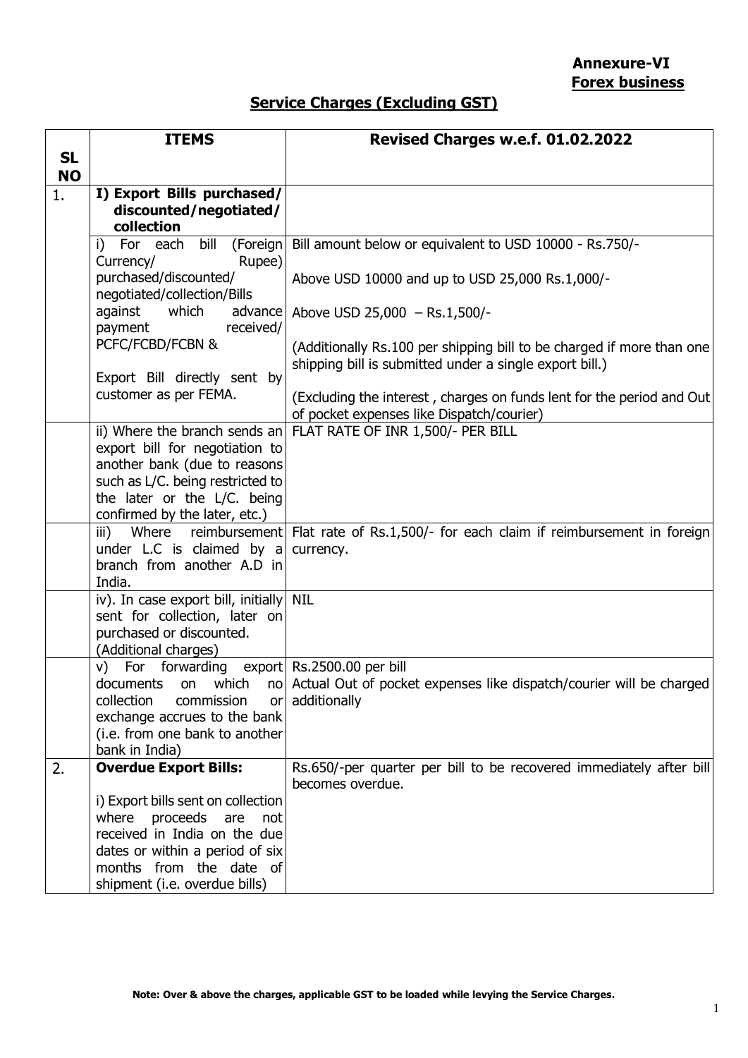**Annexure-VI**
**Forex business**

## Service Charges (Excluding GST)

| SL NO | ITEMS | Revised Charges w.e.f. 01.02.2022 |
|---|---|---|
| 1. | **I) Export Bills purchased/ discounted/negotiated/ collection** | |
| | i) For each bill (Foreign Currency/ Rupee) purchased/discounted/ negotiated/collection/Bills against which advance payment received/ PCFC/FCBD/FCBN & <br><br> Export Bill directly sent by customer as per FEMA. | Bill amount below or equivalent to USD 10000 - Rs.750/- <br><br> Above USD 10000 and up to USD 25,000 Rs.1,000/- <br><br> Above USD 25,000 – Rs.1,500/- <br><br> (Additionally Rs.100 per shipping bill to be charged if more than one shipping bill is submitted under a single export bill.) <br><br> (Excluding the interest , charges on funds lent for the period and Out of pocket expenses like Dispatch/courier) |
| | ii) Where the branch sends an export bill for negotiation to another bank (due to reasons such as L/C. being restricted to the later or the L/C. being confirmed by the later, etc.) | FLAT RATE OF INR 1,500/- PER BILL |
| | iii) Where reimbursement under L.C is claimed by a branch from another A.D in India. | Flat rate of Rs.1,500/- for each claim if reimbursement in foreign currency. |
| | iv). In case export bill, initially sent for collection, later on purchased or discounted. (Additional charges) | NIL |
| | v) For forwarding export documents on which no collection commission or exchange accrues to the bank (i.e. from one bank to another bank in India) | Rs.2500.00 per bill <br> Actual Out of pocket expenses like dispatch/courier will be charged additionally |
| 2. | **Overdue Export Bills:** <br><br> i) Export bills sent on collection where proceeds are not received in India on the due dates or within a period of six months from the date of shipment (i.e. overdue bills) | Rs.650/-per quarter per bill to be recovered immediately after bill becomes overdue. |

**Note: Over & above the charges, applicable GST to be loaded while levying the Service Charges.**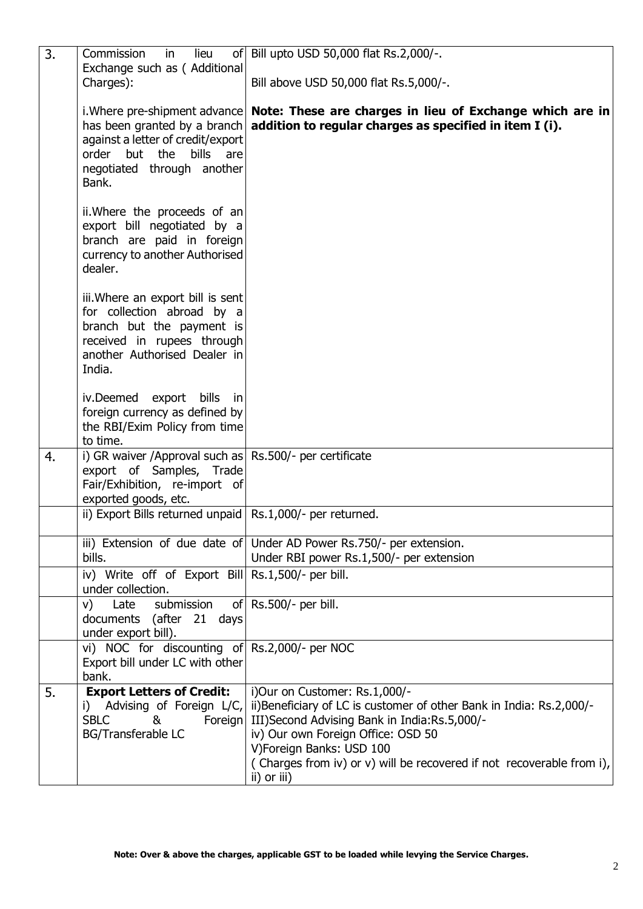| | | |
|---|---|---|
| 3. | Commission in lieu of Exchange such as ( Additional Charges):<br><br>i.Where pre-shipment advance has been granted by a branch against a letter of credit/export order but the bills are negotiated through another Bank.<br><br>ii.Where the proceeds of an export bill negotiated by a branch are paid in foreign currency to another Authorised dealer.<br><br>iii.Where an export bill is sent for collection abroad by a branch but the payment is received in rupees through another Authorised Dealer in India.<br><br>iv.Deemed export bills in foreign currency as defined by the RBI/Exim Policy from time to time. | Bill upto USD 50,000 flat Rs.2,000/-.<br><br>Bill above USD 50,000 flat Rs.5,000/-.<br><br>**Note: These are charges in lieu of Exchange which are in addition to regular charges as specified in item I (i).** |
| 4. | i) GR waiver /Approval such as export of Samples, Trade Fair/Exhibition, re-import of exported goods, etc. | Rs.500/- per certificate |
| | ii) Export Bills returned unpaid | Rs.1,000/- per returned. |
| | iii) Extension of due date of bills. | Under AD Power Rs.750/- per extension.<br>Under RBI power Rs.1,500/- per extension |
| | iv) Write off of Export Bill under collection. | Rs.1,500/- per bill. |
| | v) Late submission of documents (after 21 days under export bill). | Rs.500/- per bill. |
| | vi) NOC for discounting of Export bill under LC with other bank. | Rs.2,000/- per NOC |
| 5. | **Export Letters of Credit:**<br>i) Advising of Foreign L/C, SBLC & Foreign BG/Transferable LC | i)Our on Customer: Rs.1,000/-<br>ii)Beneficiary of LC is customer of other Bank in India: Rs.2,000/-<br>III)Second Advising Bank in India:Rs.5,000/-<br>iv) Our own Foreign Office: OSD 50<br>V)Foreign Banks: USD 100<br>( Charges from iv) or v) will be recovered if not recoverable from i), ii) or iii) |

**Note: Over & above the charges, applicable GST to be loaded while levying the Service Charges.**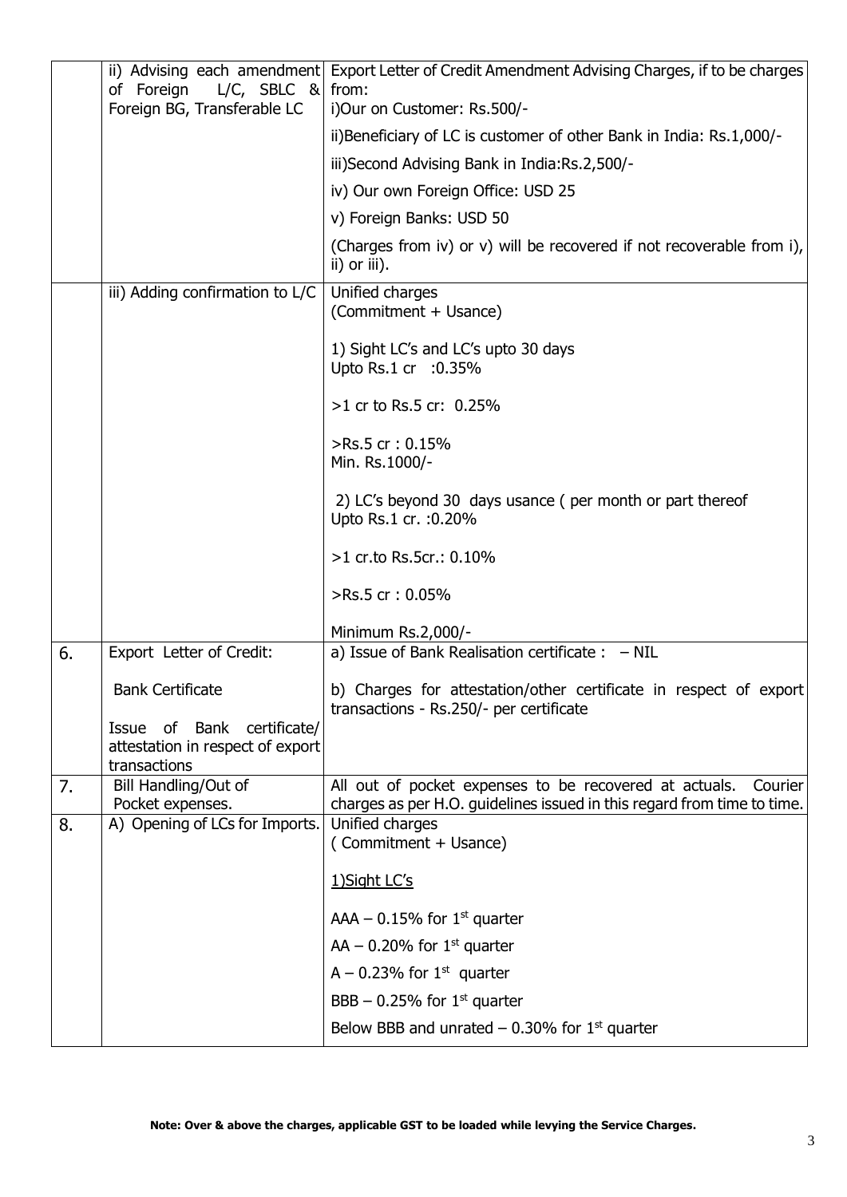| | | |
|---|---|---|
| | ii) Advising each amendment of Foreign L/C, SBLC & Foreign BG, Transferable LC | Export Letter of Credit Amendment Advising Charges, if to be charges from:<br>i)Our on Customer: Rs.500/-<br>ii)Beneficiary of LC is customer of other Bank in India: Rs.1,000/-<br>iii)Second Advising Bank in India:Rs.2,500/-<br>iv) Our own Foreign Office: USD 25<br>v) Foreign Banks: USD 50<br>(Charges from iv) or v) will be recovered if not recoverable from i), ii) or iii). |
| | iii) Adding confirmation to L/C | Unified charges<br>(Commitment + Usance)<br><br>1) Sight LC's and LC's upto 30 days<br>Upto Rs.1 cr :0.35%<br><br>>1 cr to Rs.5 cr: 0.25%<br><br>>Rs.5 cr : 0.15%<br>Min. Rs.1000/-<br><br>2) LC's beyond 30 days usance ( per month or part thereof<br>Upto Rs.1 cr. :0.20%<br><br>>1 cr.to Rs.5cr.: 0.10%<br><br>>Rs.5 cr : 0.05%<br><br>Minimum Rs.2,000/- |
| 6. | Export Letter of Credit:<br><br>Bank Certificate<br><br>Issue of Bank certificate/ attestation in respect of export transactions | a) Issue of Bank Realisation certificate : – NIL<br><br>b) Charges for attestation/other certificate in respect of export transactions - Rs.250/- per certificate |
| 7. | Bill Handling/Out of Pocket expenses. | All out of pocket expenses to be recovered at actuals. Courier charges as per H.O. guidelines issued in this regard from time to time. |
| 8. | A) Opening of LCs for Imports. | Unified charges<br>( Commitment + Usance)<br><br>1)Sight LC's<br><br>AAA – 0.15% for 1st quarter<br>AA – 0.20% for 1st quarter<br>A – 0.23% for 1st quarter<br>BBB – 0.25% for 1st quarter<br>Below BBB and unrated – 0.30% for 1st quarter |

**Note: Over & above the charges, applicable GST to be loaded while levying the Service Charges.**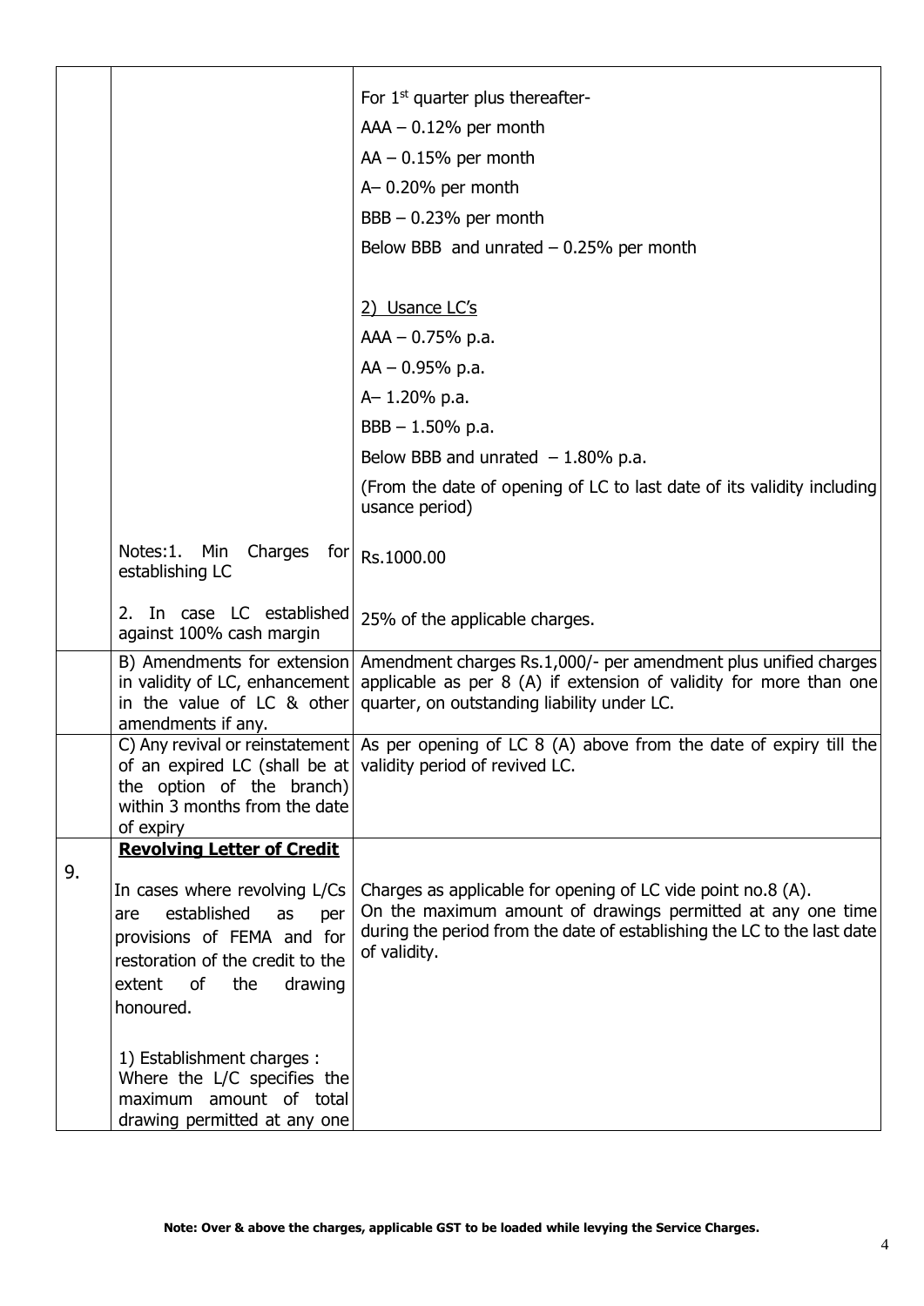| | | |
|---|---|---|
| | | For 1st quarter plus thereafter-<br>AAA – 0.12% per month<br>AA – 0.15% per month<br>A– 0.20% per month<br>BBB – 0.23% per month<br>Below BBB and unrated – 0.25% per month<br><br>2) Usance LC's<br>AAA – 0.75% p.a.<br>AA – 0.95% p.a.<br>A– 1.20% p.a.<br>BBB – 1.50% p.a.<br>Below BBB and unrated – 1.80% p.a.<br>(From the date of opening of LC to last date of its validity including usance period) |
| | Notes:1. Min Charges for establishing LC | Rs.1000.00 |
| | 2. In case LC established against 100% cash margin | 25% of the applicable charges. |
| | B) Amendments for extension in validity of LC, enhancement in the value of LC & other amendments if any. | Amendment charges Rs.1,000/- per amendment plus unified charges applicable as per 8 (A) if extension of validity for more than one quarter, on outstanding liability under LC. |
| | C) Any revival or reinstatement of an expired LC (shall be at the option of the branch) within 3 months from the date of expiry | As per opening of LC 8 (A) above from the date of expiry till the validity period of revived LC. |
| 9. | **Revolving Letter of Credit**<br><br>In cases where revolving L/Cs are established as per provisions of FEMA and for restoration of the credit to the extent of the drawing honoured.<br><br>1) Establishment charges : Where the L/C specifies the maximum amount of total drawing permitted at any one | Charges as applicable for opening of LC vide point no.8 (A).<br>On the maximum amount of drawings permitted at any one time during the period from the date of establishing the LC to the last date of validity. |

**Note: Over & above the charges, applicable GST to be loaded while levying the Service Charges.**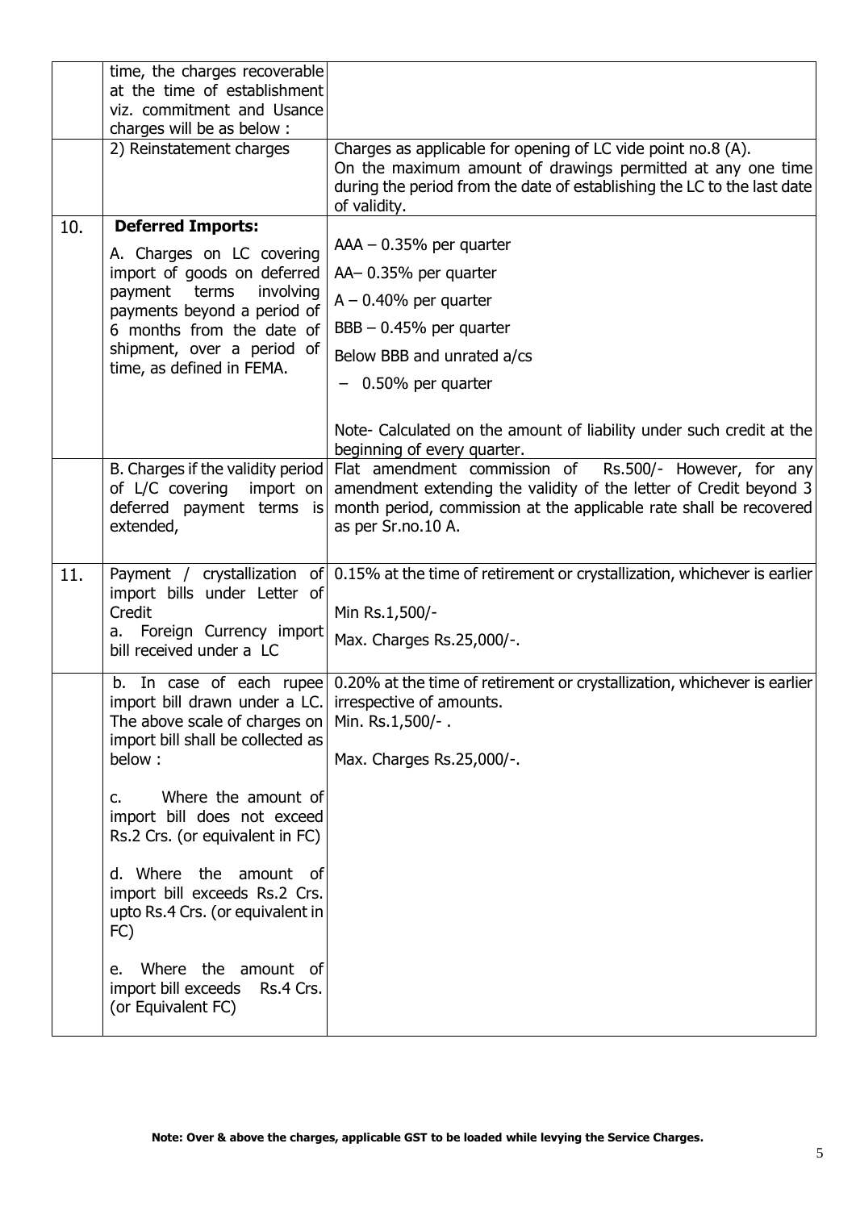| | | |
|---|---|---|
| | time, the charges recoverable at the time of establishment viz. commitment and Usance charges will be as below : | |
| | 2) Reinstatement charges | Charges as applicable for opening of LC vide point no.8 (A).<br>On the maximum amount of drawings permitted at any one time during the period from the date of establishing the LC to the last date of validity. |
| 10. | **Deferred Imports:**<br>A. Charges on LC covering import of goods on deferred payment terms involving payments beyond a period of 6 months from the date of shipment, over a period of time, as defined in FEMA. | AAA – 0.35% per quarter<br>AA– 0.35% per quarter<br>A – 0.40% per quarter<br>BBB – 0.45% per quarter<br>Below BBB and unrated a/cs<br>– 0.50% per quarter<br><br>Note- Calculated on the amount of liability under such credit at the beginning of every quarter. |
| | B. Charges if the validity period of L/C covering import on deferred payment terms is extended, | Flat amendment commission of Rs.500/- However, for any amendment extending the validity of the letter of Credit beyond 3 month period, commission at the applicable rate shall be recovered as per Sr.no.10 A. |
| 11. | Payment / crystallization of import bills under Letter of Credit<br>a. Foreign Currency import bill received under a LC | 0.15% at the time of retirement or crystallization, whichever is earlier<br>Min Rs.1,500/-<br>Max. Charges Rs.25,000/-. |
| | b. In case of each rupee import bill drawn under a LC. The above scale of charges on import bill shall be collected as below :<br><br>c. Where the amount of import bill does not exceed Rs.2 Crs. (or equivalent in FC)<br><br>d. Where the amount of import bill exceeds Rs.2 Crs. upto Rs.4 Crs. (or equivalent in FC)<br><br>e. Where the amount of import bill exceeds Rs.4 Crs. (or Equivalent FC) | 0.20% at the time of retirement or crystallization, whichever is earlier irrespective of amounts.<br>Min. Rs.1,500/- .<br>Max. Charges Rs.25,000/-. |

**Note: Over & above the charges, applicable GST to be loaded while levying the Service Charges.**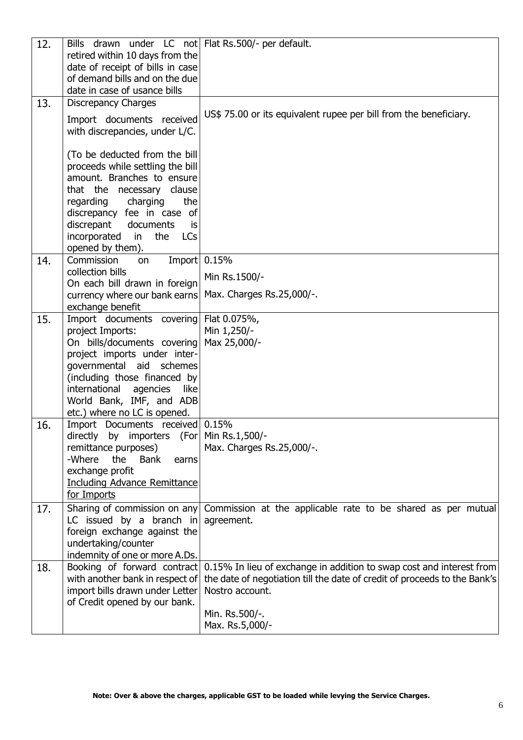| 12. | Bills drawn under LC not retired within 10 days from the date of receipt of bills in case of demand bills and on the due date in case of usance bills | Flat Rs.500/- per default. |
|---|---|---|
| 13. | Discrepancy Charges<br><br>Import documents received with discrepancies, under L/C.<br><br>(To be deducted from the bill proceeds while settling the bill amount. Branches to ensure that the necessary clause regarding charging the discrepancy fee in case of discrepant documents is incorporated in the LCs opened by them). | US$ 75.00 or its equivalent rupee per bill from the beneficiary. |
| 14. | Commission on Import collection bills<br>On each bill drawn in foreign currency where our bank earns exchange benefit | 0.15%<br><br>Min Rs.1500/-<br><br>Max. Charges Rs.25,000/-. |
| 15. | Import documents covering project Imports:<br>On bills/documents covering project imports under inter-governmental aid schemes (including those financed by international agencies like World Bank, IMF, and ADB etc.) where no LC is opened. | Flat 0.075%,<br>Min 1,250/-<br>Max 25,000/- |
| 16. | Import Documents received directly by importers (For remittance purposes)<br>-Where the Bank earns exchange profit<br>Including Advance Remittance for Imports | 0.15%<br>Min Rs.1,500/-<br>Max. Charges Rs.25,000/-. |
| 17. | Sharing of commission on any LC issued by a branch in foreign exchange against the undertaking/counter indemnity of one or more A.Ds. | Commission at the applicable rate to be shared as per mutual agreement. |
| 18. | Booking of forward contract with another bank in respect of import bills drawn under Letter of Credit opened by our bank. | 0.15% In lieu of exchange in addition to swap cost and interest from the date of negotiation till the date of credit of proceeds to the Bank's Nostro account.<br><br>Min. Rs.500/-.<br>Max. Rs.5,000/- |

**Note: Over & above the charges, applicable GST to be loaded while levying the Service Charges.**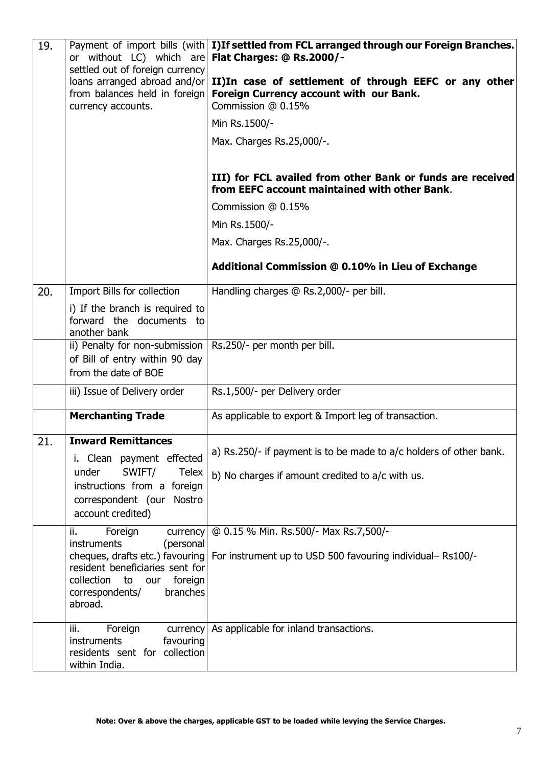| | | |
|---|---|---|
| 19. | Payment of import bills (with or without LC) which are settled out of foreign currency loans arranged abroad and/or from balances held in foreign currency accounts. | **I)If settled from FCL arranged through our Foreign Branches. Flat Charges: @ Rs.2000/-**<br><br>**II)In case of settlement of through EEFC or any other Foreign Currency account with our Bank.**<br>Commission @ 0.15%<br>Min Rs.1500/-<br>Max. Charges Rs.25,000/-.<br><br>**III) for FCL availed from other Bank or funds are received from EEFC account maintained with other Bank**.<br>Commission @ 0.15%<br>Min Rs.1500/-<br>Max. Charges Rs.25,000/-.<br><br>**Additional Commission @ 0.10% in Lieu of Exchange** |
| 20. | Import Bills for collection<br>i) If the branch is required to forward the documents to another bank | Handling charges @ Rs.2,000/- per bill. |
| | ii) Penalty for non-submission of Bill of entry within 90 day from the date of BOE | Rs.250/- per month per bill. |
| | iii) Issue of Delivery order | Rs.1,500/- per Delivery order |
| | **Merchanting Trade** | As applicable to export & Import leg of transaction. |
| 21. | **Inward Remittances**<br>i. Clean payment effected under SWIFT/ Telex instructions from a foreign correspondent (our Nostro account credited) | a) Rs.250/- if payment is to be made to a/c holders of other bank.<br>b) No charges if amount credited to a/c with us. |
| | ii. Foreign currency instruments (personal cheques, drafts etc.) favouring resident beneficiaries sent for collection to our foreign correspondents/ branches abroad. | @ 0.15 % Min. Rs.500/- Max Rs.7,500/-<br>For instrument up to USD 500 favouring individual– Rs100/- |
| | iii. Foreign currency instruments favouring residents sent for collection within India. | As applicable for inland transactions. |

**Note: Over & above the charges, applicable GST to be loaded while levying the Service Charges.**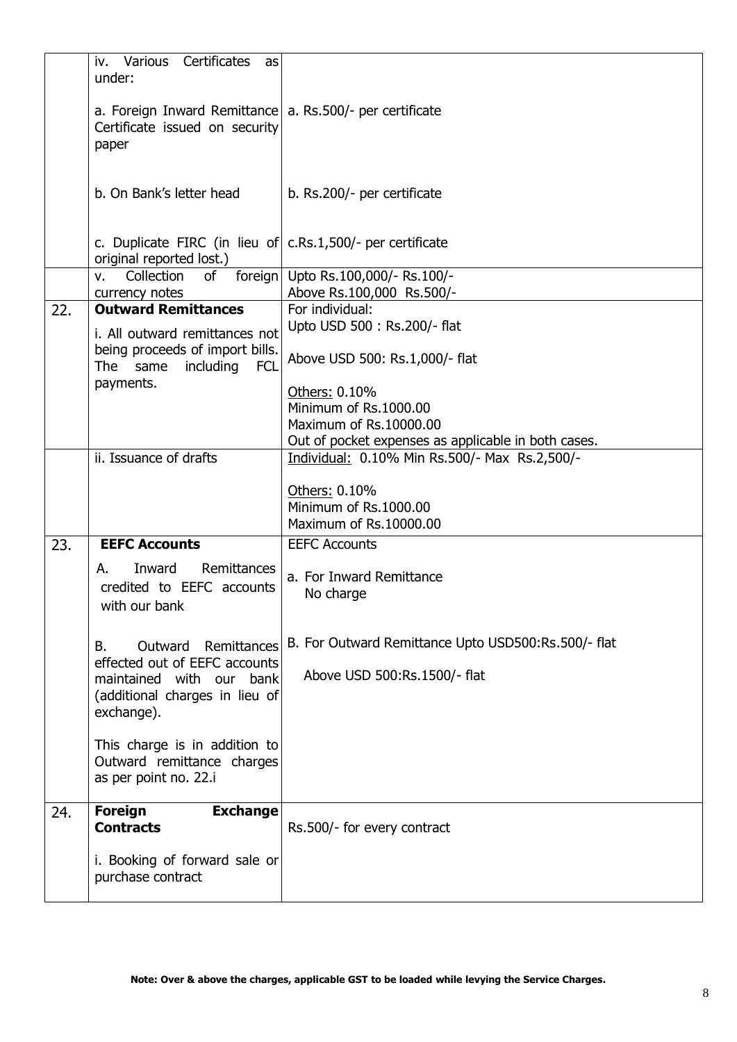| | | |
|---|---|---|
| | iv. Various Certificates as under:<br><br>a. Foreign Inward Remittance Certificate issued on security paper<br><br>b. On Bank's letter head<br><br>c. Duplicate FIRC (in lieu of original reported lost.) | <br><br>a. Rs.500/- per certificate<br><br>b. Rs.200/- per certificate<br><br>c.Rs.1,500/- per certificate |
| | v. Collection of foreign currency notes | Upto Rs.100,000/- Rs.100/-<br>Above Rs.100,000 Rs.500/- |
| 22. | **Outward Remittances**<br><br>i. All outward remittances not being proceeds of import bills. The same including FCL payments. | For individual:<br>Upto USD 500 : Rs.200/- flat<br><br>Above USD 500: Rs.1,000/- flat<br><br><u>Others:</u> 0.10%<br>Minimum of Rs.1000.00<br>Maximum of Rs.10000.00<br>Out of pocket expenses as applicable in both cases. |
| | ii. Issuance of drafts | <u>Individual:</u> 0.10% Min Rs.500/- Max Rs.2,500/-<br><br><u>Others:</u> 0.10%<br>Minimum of Rs.1000.00<br>Maximum of Rs.10000.00 |
| 23. | **EEFC Accounts**<br><br>A. Inward Remittances credited to EEFC accounts with our bank<br><br>B. Outward Remittances effected out of EEFC accounts maintained with our bank (additional charges in lieu of exchange).<br><br>This charge is in addition to Outward remittance charges as per point no. 22.i | EEFC Accounts<br><br>a. For Inward Remittance<br>No charge<br><br>B. For Outward Remittance Upto USD500:Rs.500/- flat<br><br>Above USD 500:Rs.1500/- flat |
| 24. | **Foreign Exchange Contracts**<br><br>i. Booking of forward sale or purchase contract | Rs.500/- for every contract |

**Note: Over & above the charges, applicable GST to be loaded while levying the Service Charges.**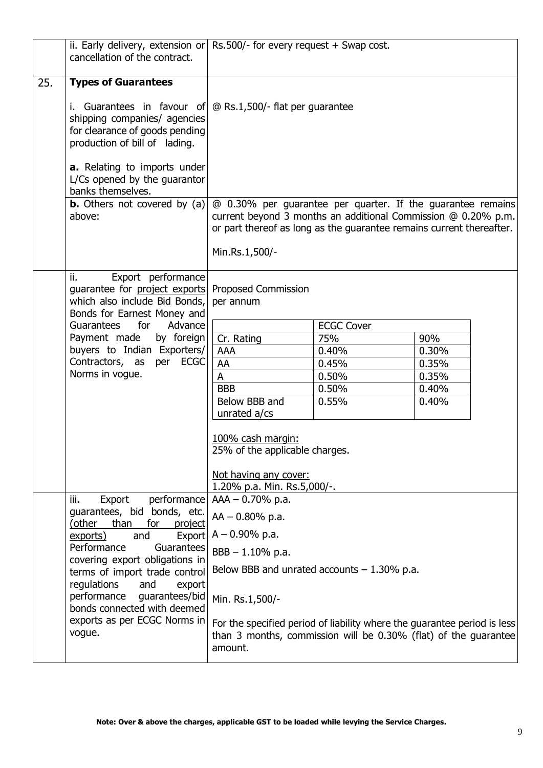| | | |
|---|---|---|
| | ii. Early delivery, extension or cancellation of the contract. | Rs.500/- for every request + Swap cost. |
| 25. | **Types of Guarantees**<br><br>i. Guarantees in favour of shipping companies/ agencies for clearance of goods pending production of bill of lading.<br><br>**a.** Relating to imports under L/Cs opened by the guarantor banks themselves. | @ Rs.1,500/- flat per guarantee |
| | **b.** Others not covered by (a) above: | @ 0.30% per guarantee per quarter. If the guarantee remains current beyond 3 months an additional Commission @ 0.20% p.m. or part thereof as long as the guarantee remains current thereafter.<br><br>Min.Rs.1,500/- |
| | ii. Export performance guarantee for <u>project exports</u> which also include Bid Bonds, Bonds for Earnest Money and Guarantees for Advance Payment made by foreign buyers to Indian Exporters/ Contractors, as per ECGC Norms in vogue. | Proposed Commission per annum<br><br>ECGC Cover:<br>Cr. Rating — 75% / 90%<br>AAA — 0.40% / 0.30%<br>AA — 0.45% / 0.35%<br>A — 0.50% / 0.35%<br>BBB — 0.50% / 0.40%<br>Below BBB and unrated a/cs — 0.55% / 0.40%<br><br><u>100% cash margin:</u><br>25% of the applicable charges.<br><br><u>Not having any cover:</u><br>1.20% p.a. Min. Rs.5,000/-. |
| | iii. Export performance guarantees, bid bonds, etc. <u>(other than for project exports)</u> and Export Performance Guarantees covering export obligations in terms of import trade control regulations and export performance guarantees/bid bonds connected with deemed exports as per ECGC Norms in vogue. | AAA – 0.70% p.a.<br><br>AA – 0.80% p.a.<br><br>A – 0.90% p.a.<br><br>BBB – 1.10% p.a.<br><br>Below BBB and unrated accounts – 1.30% p.a.<br><br>Min. Rs.1,500/-<br><br>For the specified period of liability where the guarantee period is less than 3 months, commission will be 0.30% (flat) of the guarantee amount. |

ECGC Cover rates for item 25 (ii):

| Cr. Rating | ECGC Cover 75% | ECGC Cover 90% |
|---|---|---|
| AAA | 0.40% | 0.30% |
| AA | 0.45% | 0.35% |
| A | 0.50% | 0.35% |
| BBB | 0.50% | 0.40% |
| Below BBB and unrated a/cs | 0.55% | 0.40% |

**Note: Over & above the charges, applicable GST to be loaded while levying the Service Charges.**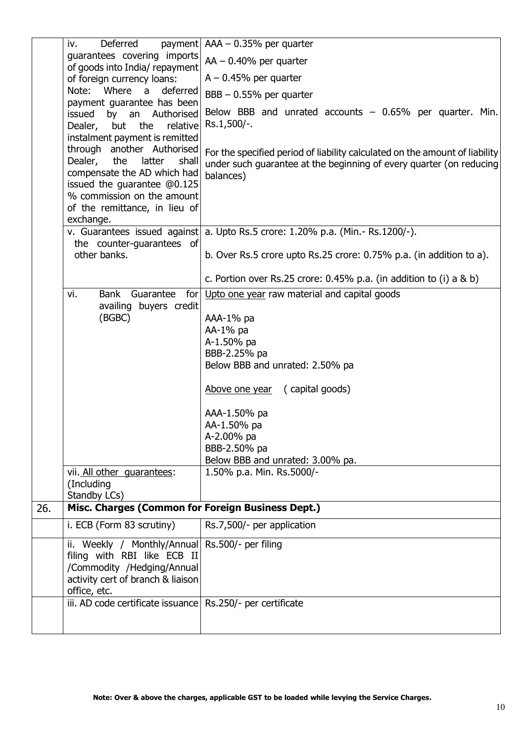| | | |
|---|---|---|
| | iv. Deferred payment guarantees covering imports of goods into India/ repayment of foreign currency loans:<br>Note: Where a deferred payment guarantee has been issued by an Authorised Dealer, but the relative instalment payment is remitted through another Authorised Dealer, the latter shall compensate the AD which had issued the guarantee @0.125 % commission on the amount of the remittance, in lieu of exchange. | AAA – 0.35% per quarter<br>AA – 0.40% per quarter<br>A – 0.45% per quarter<br>BBB – 0.55% per quarter<br>Below BBB and unrated accounts – 0.65% per quarter. Min. Rs.1,500/-.<br><br>For the specified period of liability calculated on the amount of liability under such guarantee at the beginning of every quarter (on reducing balances) |
| | v. Guarantees issued against the counter-guarantees of other banks. | a. Upto Rs.5 crore: 1.20% p.a. (Min.- Rs.1200/-).<br><br>b. Over Rs.5 crore upto Rs.25 crore: 0.75% p.a. (in addition to a).<br><br>c. Portion over Rs.25 crore: 0.45% p.a. (in addition to (i) a & b) |
| | vi. Bank Guarantee for availing buyers credit (BGBC) | Upto one year raw material and capital goods<br><br>AAA-1% pa<br>AA-1% pa<br>A-1.50% pa<br>BBB-2.25% pa<br>Below BBB and unrated: 2.50% pa<br><br>Above one year ( capital goods)<br><br>AAA-1.50% pa<br>AA-1.50% pa<br>A-2.00% pa<br>BBB-2.50% pa<br>Below BBB and unrated: 3.00% pa. |
| | vii. All other guarantees: (Including Standby LCs) | 1.50% p.a. Min. Rs.5000/- |
| 26. | **Misc. Charges (Common for Foreign Business Dept.)** | |
| | i. ECB (Form 83 scrutiny) | Rs.7,500/- per application |
| | ii. Weekly / Monthly/Annual filing with RBI like ECB II /Commodity /Hedging/Annual activity cert of branch & liaison office, etc. | Rs.500/- per filing |
| | iii. AD code certificate issuance | Rs.250/- per certificate |

**Note: Over & above the charges, applicable GST to be loaded while levying the Service Charges.**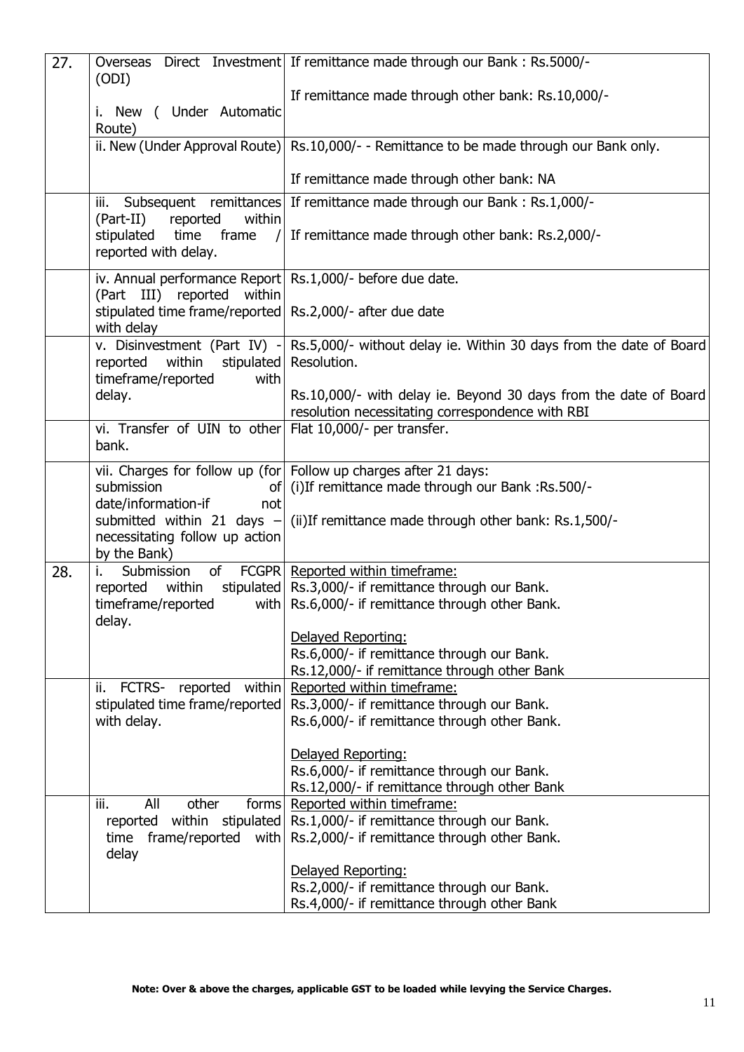| | | |
|---|---|---|
| 27. | Overseas Direct Investment (ODI)<br><br>i. New ( Under Automatic Route) | If remittance made through our Bank : Rs.5000/-<br><br>If remittance made through other bank: Rs.10,000/- |
| | ii. New (Under Approval Route) | Rs.10,000/- - Remittance to be made through our Bank only.<br><br>If remittance made through other bank: NA |
| | iii. Subsequent remittances (Part-II) reported within stipulated time frame / reported with delay. | If remittance made through our Bank : Rs.1,000/-<br><br>If remittance made through other bank: Rs.2,000/- |
| | iv. Annual performance Report (Part III) reported within stipulated time frame/reported with delay | Rs.1,000/- before due date.<br><br>Rs.2,000/- after due date |
| | v. Disinvestment (Part IV) - reported within stipulated timeframe/reported with delay. | Rs.5,000/- without delay ie. Within 30 days from the date of Board Resolution.<br><br>Rs.10,000/- with delay ie. Beyond 30 days from the date of Board resolution necessitating correspondence with RBI |
| | vi. Transfer of UIN to other bank. | Flat 10,000/- per transfer. |
| | vii. Charges for follow up (for submission of date/information-if not submitted within 21 days – necessitating follow up action by the Bank) | Follow up charges after 21 days:<br>(i)If remittance made through our Bank :Rs.500/-<br><br>(ii)If remittance made through other bank: Rs.1,500/- |
| 28. | i. Submission of FCGPR reported within stipulated timeframe/reported with delay. | Reported within timeframe:<br>Rs.3,000/- if remittance through our Bank.<br>Rs.6,000/- if remittance through other Bank.<br><br>Delayed Reporting:<br>Rs.6,000/- if remittance through our Bank.<br>Rs.12,000/- if remittance through other Bank |
| | ii. FCTRS- reported within stipulated time frame/reported with delay. | Reported within timeframe:<br>Rs.3,000/- if remittance through our Bank.<br>Rs.6,000/- if remittance through other Bank.<br><br>Delayed Reporting:<br>Rs.6,000/- if remittance through our Bank.<br>Rs.12,000/- if remittance through other Bank |
| | iii. All other forms reported within stipulated time frame/reported with delay | Reported within timeframe:<br>Rs.1,000/- if remittance through our Bank.<br>Rs.2,000/- if remittance through other Bank.<br><br>Delayed Reporting:<br>Rs.2,000/- if remittance through our Bank.<br>Rs.4,000/- if remittance through other Bank |

**Note: Over & above the charges, applicable GST to be loaded while levying the Service Charges.**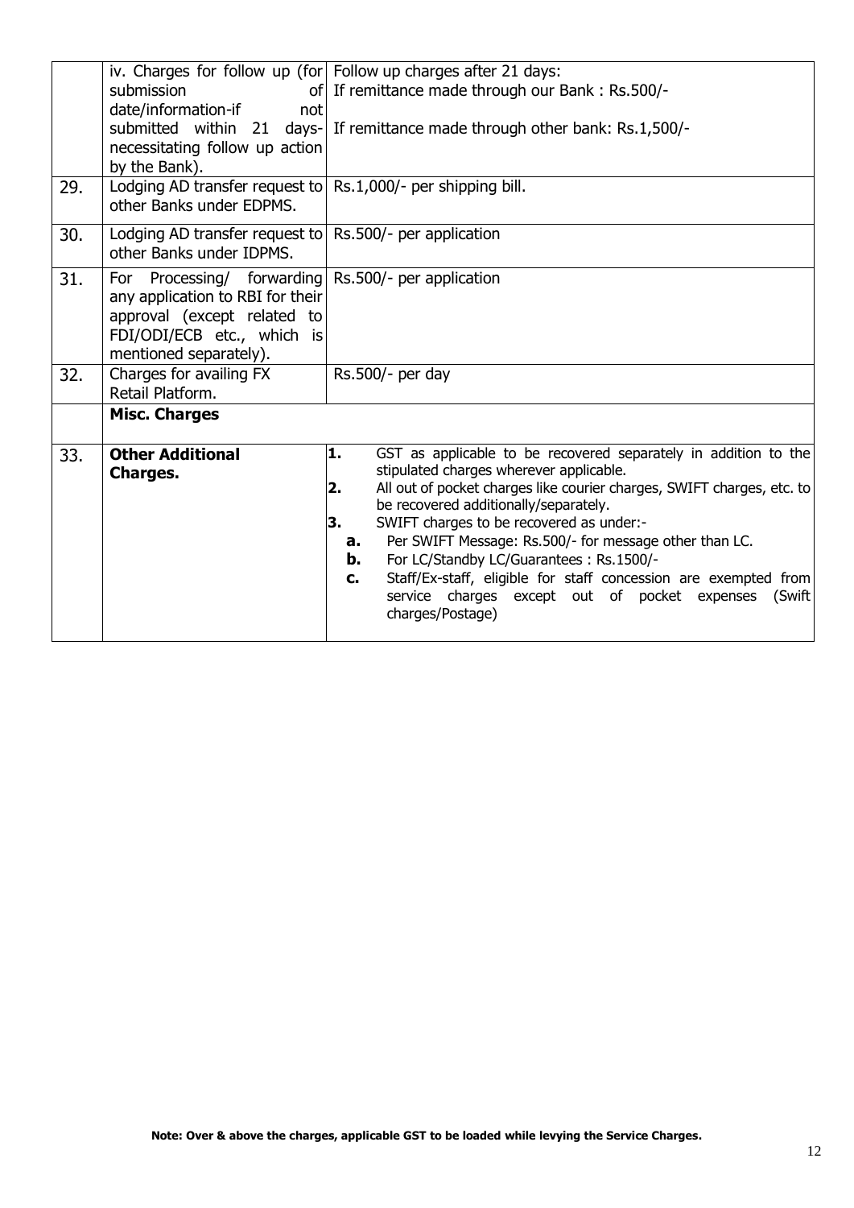| | | |
|---|---|---|
| | iv. Charges for follow up (for submission of date/information-if not submitted within 21 days-necessitating follow up action by the Bank). | Follow up charges after 21 days:<br>If remittance made through our Bank : Rs.500/-<br>If remittance made through other bank: Rs.1,500/- |
| 29. | Lodging AD transfer request to other Banks under EDPMS. | Rs.1,000/- per shipping bill. |
| 30. | Lodging AD transfer request to other Banks under IDPMS. | Rs.500/- per application |
| 31. | For Processing/ forwarding any application to RBI for their approval (except related to FDI/ODI/ECB etc., which is mentioned separately). | Rs.500/- per application |
| 32. | Charges for availing FX Retail Platform. | Rs.500/- per day |
| | **Misc. Charges** | |
| 33. | **Other Additional Charges.** | **1.** GST as applicable to be recovered separately in addition to the stipulated charges wherever applicable.<br>**2.** All out of pocket charges like courier charges, SWIFT charges, etc. to be recovered additionally/separately.<br>**3.** SWIFT charges to be recovered as under:-<br>**a.** Per SWIFT Message: Rs.500/- for message other than LC.<br>**b.** For LC/Standby LC/Guarantees : Rs.1500/-<br>**c.** Staff/Ex-staff, eligible for staff concession are exempted from service charges except out of pocket expenses (Swift charges/Postage) |

**Note: Over & above the charges, applicable GST to be loaded while levying the Service Charges.**